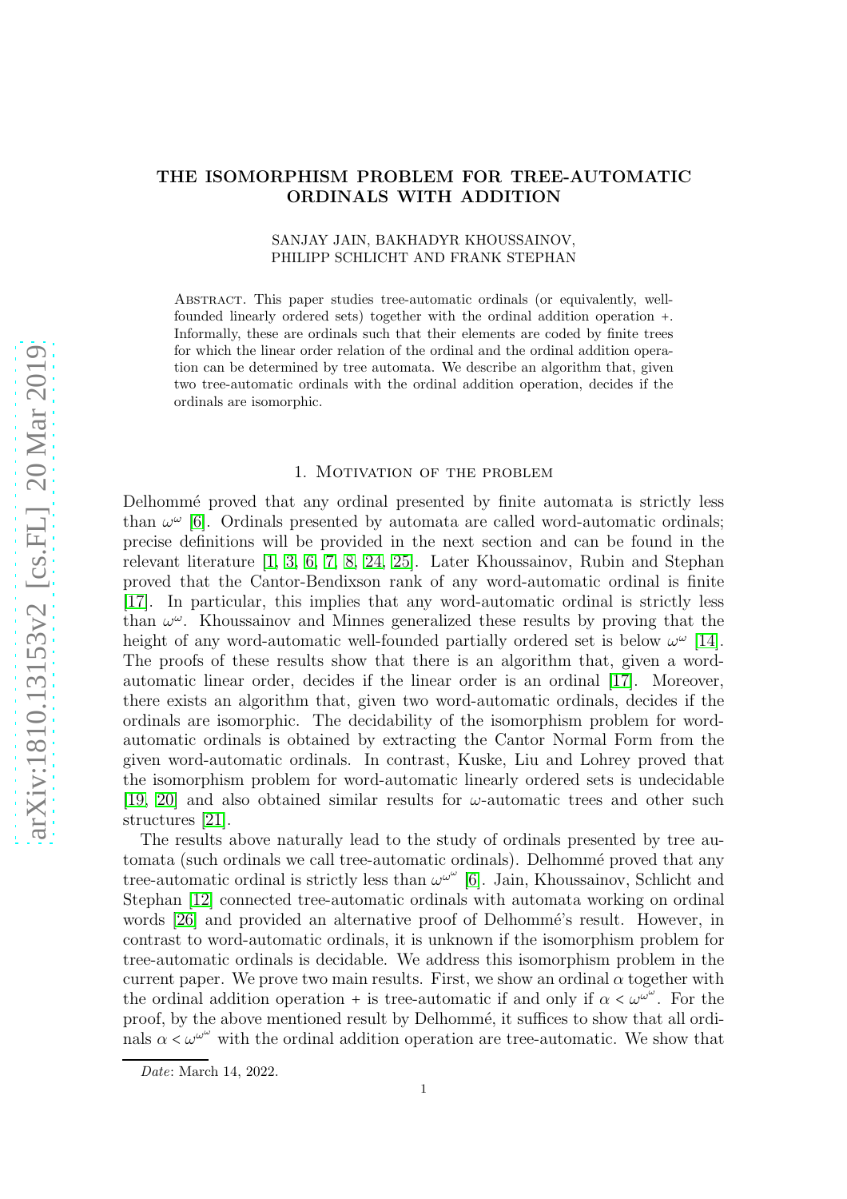# THE ISOMORPHISM PROBLEM FOR TREE-AUTOMATIC ORDINALS WITH ADDITION

SANJAY JAIN, BAKHADYR KHOUSSAINOV, PHILIPP SCHLICHT AND FRANK STEPHAN

Abstract. This paper studies tree-automatic ordinals (or equivalently, well-founded linearly ordered sets) together with the ordinal addition operation +. Informally, these are ordinals such that their elements are coded by finite trees for which the linear order relation of the ordinal and the ordinal addition operation can be determined by tree automata. We describe an algorithm that, given two tree-automatic ordinals with the ordinal addition operation, decides if the ordinals are isomorphic.

## 1. Motivation of the problem

Delhommé proved that any ordinal presented by finite automata is strictly less than $\omega^\omega$ [6]. Ordinals presented by automata are called word-automatic ordinals; precise definitions will be provided in the next section and can be found in the relevant literature [1, 3, 6, 7, 8, 24, 25]. Later Khoussainov, Rubin and Stephan proved that the Cantor-Bendixson rank of any word-automatic ordinal is finite [17]. In particular, this implies that any word-automatic ordinal is strictly less than $\omega^\omega$. Khoussainov and Minnes generalized these results by proving that the height of any word-automatic well-founded partially ordered set is below $\omega^\omega$ [14]. The proofs of these results show that there is an algorithm that, given a word-automatic linear order, decides if the linear order is an ordinal [17]. Moreover, there exists an algorithm that, given two word-automatic ordinals, decides if the ordinals are isomorphic. The decidability of the isomorphism problem for word-automatic ordinals is obtained by extracting the Cantor Normal Form from the given word-automatic ordinals. In contrast, Kuske, Liu and Lohrey proved that the isomorphism problem for word-automatic linearly ordered sets is undecidable [19, 20] and also obtained similar results for $\omega$-automatic trees and other such structures [21].

The results above naturally lead to the study of ordinals presented by tree automata (such ordinals we call tree-automatic ordinals). Delhommé proved that any tree-automatic ordinal is strictly less than $\omega^{\omega^\omega}$ [6]. Jain, Khoussainov, Schlicht and Stephan [12] connected tree-automatic ordinals with automata working on ordinal words [26] and provided an alternative proof of Delhommé's result. However, in contrast to word-automatic ordinals, it is unknown if the isomorphism problem for tree-automatic ordinals is decidable. We address this isomorphism problem in the current paper. We prove two main results. First, we show an ordinal $\alpha$ together with the ordinal addition operation + is tree-automatic if and only if $\alpha < \omega^{\omega^\omega}$. For the proof, by the above mentioned result by Delhommé, it suffices to show that all ordinals $\alpha < \omega^{\omega^\omega}$ with the ordinal addition operation are tree-automatic. We show that

*Date*: March 14, 2022.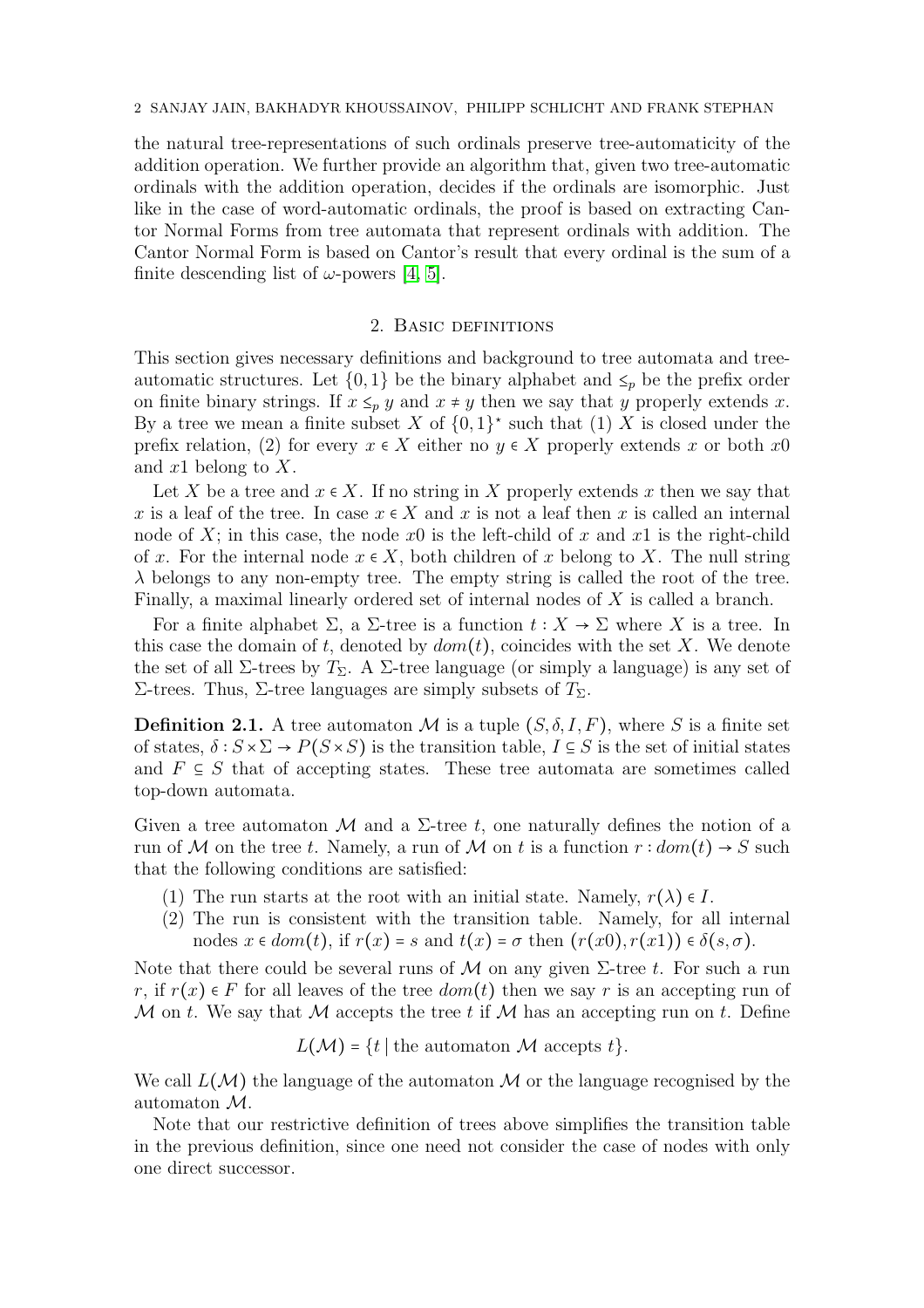the natural tree-representations of such ordinals preserve tree-automaticity of the addition operation. We further provide an algorithm that, given two tree-automatic ordinals with the addition operation, decides if the ordinals are isomorphic. Just like in the case of word-automatic ordinals, the proof is based on extracting Cantor Normal Forms from tree automata that represent ordinals with addition. The Cantor Normal Form is based on Cantor's result that every ordinal is the sum of a finite descending list of $\omega$-powers [4, 5].

## 2. Basic definitions

This section gives necessary definitions and background to tree automata and tree-automatic structures. Let $\{0,1\}$ be the binary alphabet and $\leq_p$ be the prefix order on finite binary strings. If $x \leq_p y$ and $x \neq y$ then we say that $y$ properly extends $x$. By a tree we mean a finite subset $X$ of $\{0,1\}^\star$ such that (1) $X$ is closed under the prefix relation, (2) for every $x \in X$ either no $y \in X$ properly extends $x$ or both $x0$ and $x1$ belong to $X$.

Let $X$ be a tree and $x \in X$. If no string in $X$ properly extends $x$ then we say that $x$ is a leaf of the tree. In case $x \in X$ and $x$ is not a leaf then $x$ is called an internal node of $X$; in this case, the node $x0$ is the left-child of $x$ and $x1$ is the right-child of $x$. For the internal node $x \in X$, both children of $x$ belong to $X$. The null string $\lambda$ belongs to any non-empty tree. The empty string is called the root of the tree. Finally, a maximal linearly ordered set of internal nodes of $X$ is called a branch.

For a finite alphabet $\Sigma$, a $\Sigma$-tree is a function $t : X \to \Sigma$ where $X$ is a tree. In this case the domain of $t$, denoted by $dom(t)$, coincides with the set $X$. We denote the set of all $\Sigma$-trees by $T_\Sigma$. A $\Sigma$-tree language (or simply a language) is any set of $\Sigma$-trees. Thus, $\Sigma$-tree languages are simply subsets of $T_\Sigma$.

**Definition 2.1.** A tree automaton $\mathcal{M}$ is a tuple $(S, \delta, I, F)$, where $S$ is a finite set of states, $\delta : S \times \Sigma \to P(S \times S)$ is the transition table, $I \subseteq S$ is the set of initial states and $F \subseteq S$ that of accepting states. These tree automata are sometimes called top-down automata.

Given a tree automaton $\mathcal{M}$ and a $\Sigma$-tree $t$, one naturally defines the notion of a run of $\mathcal{M}$ on the tree $t$. Namely, a run of $\mathcal{M}$ on $t$ is a function $r : dom(t) \to S$ such that the following conditions are satisfied:

1. The run starts at the root with an initial state. Namely, $r(\lambda) \in I$.
2. The run is consistent with the transition table. Namely, for all internal nodes $x \in dom(t)$, if $r(x) = s$ and $t(x) = \sigma$ then $(r(x0), r(x1)) \in \delta(s, \sigma)$.

Note that there could be several runs of $\mathcal{M}$ on any given $\Sigma$-tree $t$. For such a run $r$, if $r(x) \in F$ for all leaves of the tree $dom(t)$ then we say $r$ is an accepting run of $\mathcal{M}$ on $t$. We say that $\mathcal{M}$ accepts the tree $t$ if $\mathcal{M}$ has an accepting run on $t$. Define

$$L(\mathcal{M}) = \{t \mid \text{the automaton } \mathcal{M} \text{ accepts } t\}.$$

We call $L(\mathcal{M})$ the language of the automaton $\mathcal{M}$ or the language recognised by the automaton $\mathcal{M}$.

Note that our restrictive definition of trees above simplifies the transition table in the previous definition, since one need not consider the case of nodes with only one direct successor.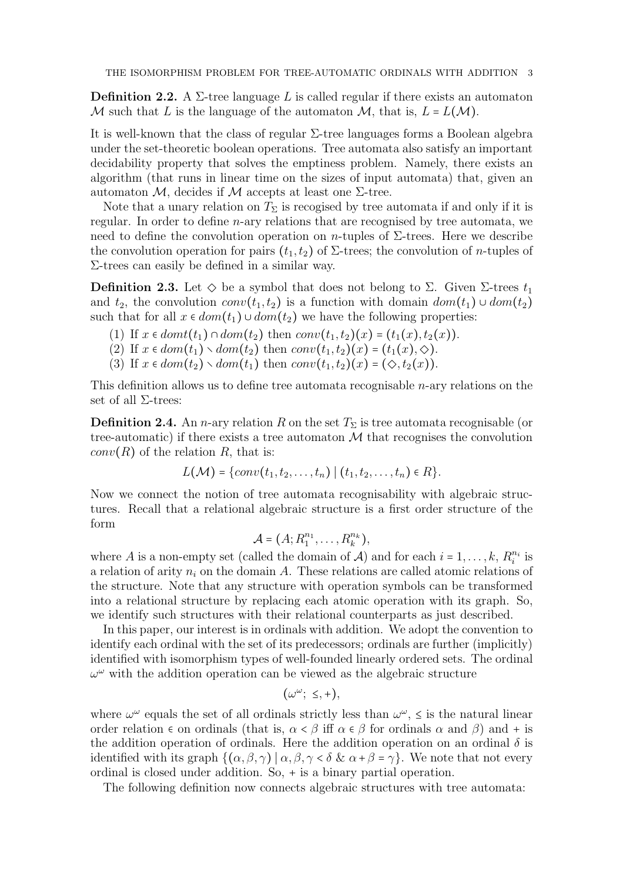**Definition 2.2.** A $\Sigma$-tree language $L$ is called regular if there exists an automaton $\mathcal{M}$ such that $L$ is the language of the automaton $\mathcal{M}$, that is, $L = L(\mathcal{M})$.

It is well-known that the class of regular $\Sigma$-tree languages forms a Boolean algebra under the set-theoretic boolean operations. Tree automata also satisfy an important decidability property that solves the emptiness problem. Namely, there exists an algorithm (that runs in linear time on the sizes of input automata) that, given an automaton $\mathcal{M}$, decides if $\mathcal{M}$ accepts at least one $\Sigma$-tree.

Note that a unary relation on $T_\Sigma$ is recogised by tree automata if and only if it is regular. In order to define $n$-ary relations that are recognised by tree automata, we need to define the convolution operation on $n$-tuples of $\Sigma$-trees. Here we describe the convolution operation for pairs $(t_1, t_2)$ of $\Sigma$-trees; the convolution of $n$-tuples of $\Sigma$-trees can easily be defined in a similar way.

**Definition 2.3.** Let $\diamond$ be a symbol that does not belong to $\Sigma$. Given $\Sigma$-trees $t_1$ and $t_2$, the convolution $conv(t_1, t_2)$ is a function with domain $dom(t_1) \cup dom(t_2)$ such that for all $x \in dom(t_1) \cup dom(t_2)$ we have the following properties:

(1) If $x \in domt(t_1) \cap dom(t_2)$ then $conv(t_1, t_2)(x) = (t_1(x), t_2(x))$.
(2) If $x \in dom(t_1) \setminus dom(t_2)$ then $conv(t_1, t_2)(x) = (t_1(x), \diamond)$.
(3) If $x \in dom(t_2) \setminus dom(t_1)$ then $conv(t_1, t_2)(x) = (\diamond, t_2(x))$.

This definition allows us to define tree automata recognisable $n$-ary relations on the set of all $\Sigma$-trees:

**Definition 2.4.** An $n$-ary relation $R$ on the set $T_\Sigma$ is tree automata recognisable (or tree-automatic) if there exists a tree automaton $\mathcal{M}$ that recognises the convolution $conv(R)$ of the relation $R$, that is:

$$L(\mathcal{M}) = \{conv(t_1, t_2, \dots, t_n) \mid (t_1, t_2, \dots, t_n) \in R\}.$$

Now we connect the notion of tree automata recognisability with algebraic structures. Recall that a relational algebraic structure is a first order structure of the form

$$\mathcal{A} = (A; R_1^{n_1}, \dots, R_k^{n_k}),$$

where $A$ is a non-empty set (called the domain of $\mathcal{A}$) and for each $i = 1, \dots, k$, $R_i^{n_i}$ is a relation of arity $n_i$ on the domain $A$. These relations are called atomic relations of the structure. Note that any structure with operation symbols can be transformed into a relational structure by replacing each atomic operation with its graph. So, we identify such structures with their relational counterparts as just described.

In this paper, our interest is in ordinals with addition. We adopt the convention to identify each ordinal with the set of its predecessors; ordinals are further (implicitly) identified with isomorphism types of well-founded linearly ordered sets. The ordinal $\omega^\omega$ with the addition operation can be viewed as the algebraic structure

$$(\omega^\omega; \leq, +),$$

where $\omega^\omega$ equals the set of all ordinals strictly less than $\omega^\omega$, $\leq$ is the natural linear order relation $\in$ on ordinals (that is, $\alpha < \beta$ iff $\alpha \in \beta$ for ordinals $\alpha$ and $\beta$) and $+$ is the addition operation of ordinals. Here the addition operation on an ordinal $\delta$ is identified with its graph $\{(\alpha, \beta, \gamma) \mid \alpha, \beta, \gamma < \delta \ \& \ \alpha + \beta = \gamma\}$. We note that not every ordinal is closed under addition. So, $+$ is a binary partial operation.

The following definition now connects algebraic structures with tree automata: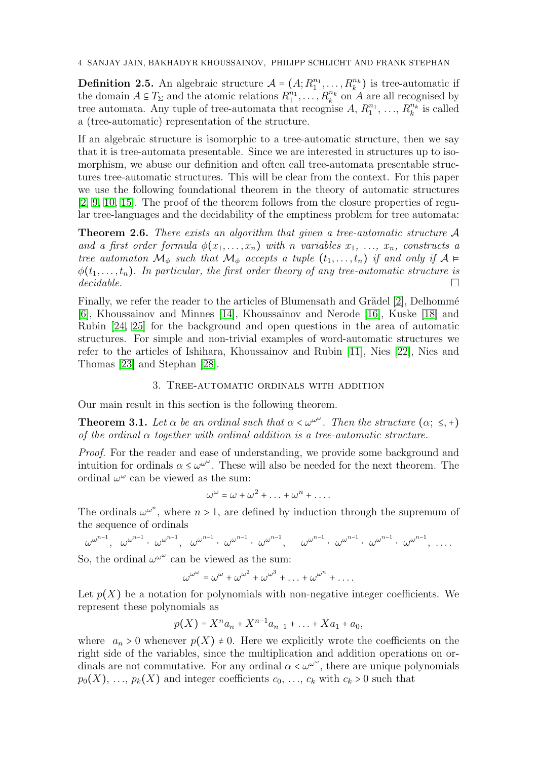**Definition 2.5.** An algebraic structure $\mathcal{A} = (A; R_1^{n_1}, \ldots, R_k^{n_k})$ is tree-automatic if the domain $A \subseteq T_\Sigma$ and the atomic relations $R_1^{n_1}, \ldots, R_k^{n_k}$ on $A$ are all recognised by tree automata. Any tuple of tree-automata that recognise $A$, $R_1^{n_1}$, …, $R_k^{n_k}$ is called a (tree-automatic) representation of the structure.

If an algebraic structure is isomorphic to a tree-automatic structure, then we say that it is tree-automata presentable. Since we are interested in structures up to isomorphism, we abuse our definition and often call tree-automata presentable structures tree-automatic structures. This will be clear from the context. For this paper we use the following foundational theorem in the theory of automatic structures [2, 9, 10, 15]. The proof of the theorem follows from the closure properties of regular tree-languages and the decidability of the emptiness problem for tree automata:

**Theorem 2.6.** *There exists an algorithm that given a tree-automatic structure $\mathcal{A}$ and a first order formula $\phi(x_1, \ldots, x_n)$ with $n$ variables $x_1$, …, $x_n$, constructs a tree automaton $\mathcal{M}_\phi$ such that $\mathcal{M}_\phi$ accepts a tuple $(t_1, \ldots, t_n)$ if and only if $\mathcal{A} \models \phi(t_1, \ldots, t_n)$. In particular, the first order theory of any tree-automatic structure is decidable.* □

Finally, we refer the reader to the articles of Blumensath and Grädel [2], Delhommé [6], Khoussainov and Minnes [14], Khoussainov and Nerode [16], Kuske [18] and Rubin [24, 25] for the background and open questions in the area of automatic structures. For simple and non-trivial examples of word-automatic structures we refer to the articles of Ishihara, Khoussainov and Rubin [11], Nies [22], Nies and Thomas [23] and Stephan [28].

## 3. Tree-automatic ordinals with addition

Our main result in this section is the following theorem.

**Theorem 3.1.** *Let $\alpha$ be an ordinal such that $\alpha < \omega^{\omega^\omega}$. Then the structure $(\alpha; \le, +)$ of the ordinal $\alpha$ together with ordinal addition is a tree-automatic structure.*

*Proof.* For the reader and ease of understanding, we provide some background and intuition for ordinals $\alpha \le \omega^{\omega^\omega}$. These will also be needed for the next theorem. The ordinal $\omega^\omega$ can be viewed as the sum:

$$\omega^\omega = \omega + \omega^2 + \ldots + \omega^n + \ldots.$$

The ordinals $\omega^{\omega^n}$, where $n > 1$, are defined by induction through the supremum of the sequence of ordinals

$$\omega^{\omega^{n-1}},\ \ \omega^{\omega^{n-1}} \cdot \omega^{\omega^{n-1}},\ \ \omega^{\omega^{n-1}} \cdot \omega^{\omega^{n-1}} \cdot \omega^{\omega^{n-1}},\ \ \ \omega^{\omega^{n-1}} \cdot \omega^{\omega^{n-1}} \cdot \omega^{\omega^{n-1}} \cdot \omega^{\omega^{n-1}},\ \ldots.$$

So, the ordinal $\omega^{\omega^\omega}$ can be viewed as the sum:

$$\omega^{\omega^\omega} = \omega^\omega + \omega^{\omega^2} + \omega^{\omega^3} + \ldots + \omega^{\omega^n} + \ldots.$$

Let $p(X)$ be a notation for polynomials with non-negative integer coefficients. We represent these polynomials as

$$p(X) = X^n a_n + X^{n-1} a_{n-1} + \ldots + X a_1 + a_0,$$

where $a_n > 0$ whenever $p(X) \neq 0$. Here we explicitly wrote the coefficients on the right side of the variables, since the multiplication and addition operations on ordinals are not commutative. For any ordinal $\alpha < \omega^{\omega^\omega}$, there are unique polynomials $p_0(X)$, …, $p_k(X)$ and integer coefficients $c_0$, …, $c_k$ with $c_k > 0$ such that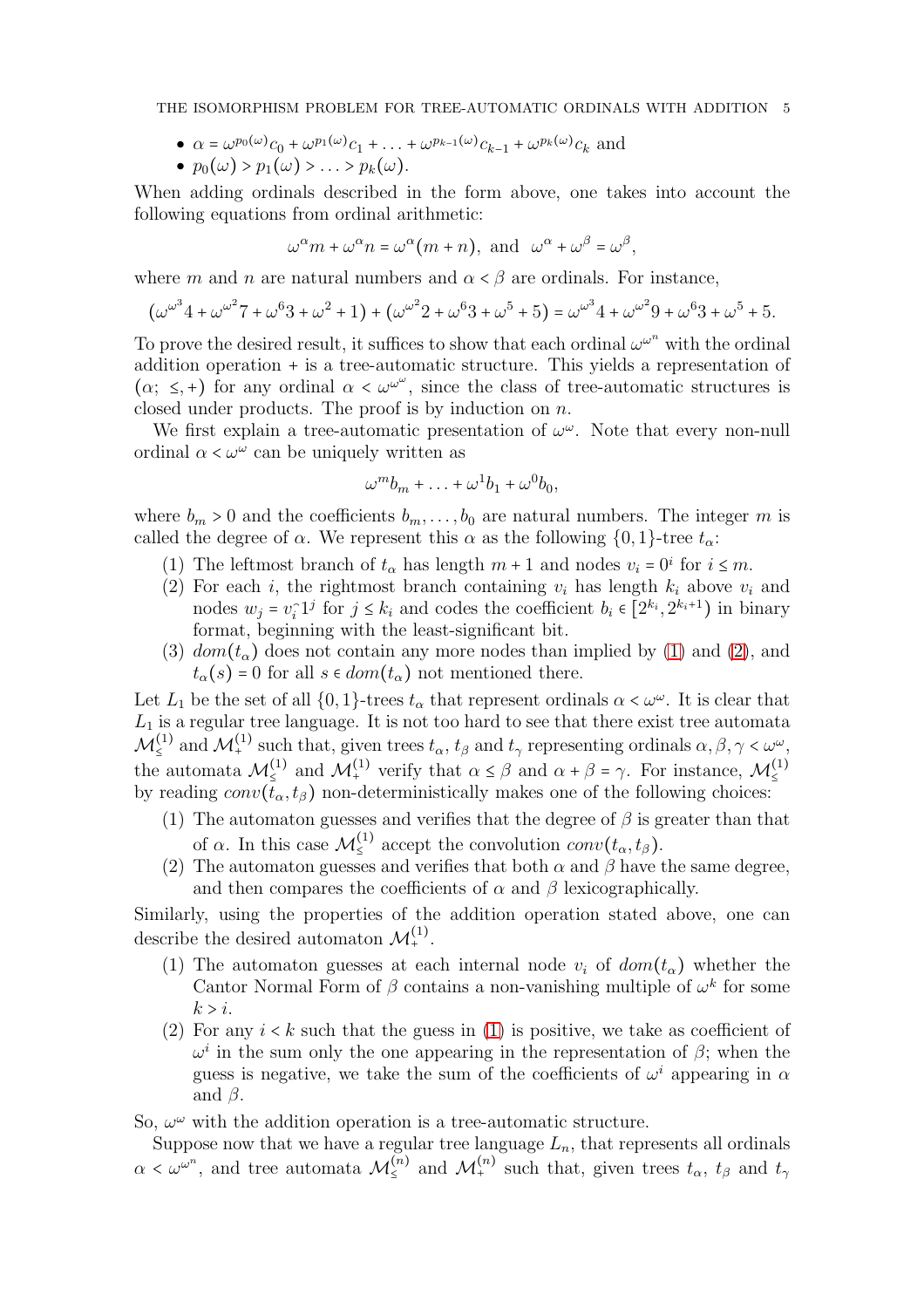- $\alpha = \omega^{p_0(\omega)} c_0 + \omega^{p_1(\omega)} c_1 + \ldots + \omega^{p_{k-1}(\omega)} c_{k-1} + \omega^{p_k(\omega)} c_k$ and
- $p_0(\omega) > p_1(\omega) > \ldots > p_k(\omega)$.

When adding ordinals described in the form above, one takes into account the following equations from ordinal arithmetic:

$$\omega^\alpha m + \omega^\alpha n = \omega^\alpha (m+n), \text{ and } \omega^\alpha + \omega^\beta = \omega^\beta,$$

where $m$ and $n$ are natural numbers and $\alpha < \beta$ are ordinals. For instance,

$$(\omega^{\omega^3} 4 + \omega^{\omega^2} 7 + \omega^6 3 + \omega^2 + 1) + (\omega^{\omega^2} 2 + \omega^6 3 + \omega^5 + 5) = \omega^{\omega^3} 4 + \omega^{\omega^2} 9 + \omega^6 3 + \omega^5 + 5.$$

To prove the desired result, it suffices to show that each ordinal $\omega^{\omega^n}$ with the ordinal addition operation $+$ is a tree-automatic structure. This yields a representation of $(\alpha;\ \leq, +)$ for any ordinal $\alpha < \omega^{\omega^\omega}$, since the class of tree-automatic structures is closed under products. The proof is by induction on $n$.

We first explain a tree-automatic presentation of $\omega^\omega$. Note that every non-null ordinal $\alpha < \omega^\omega$ can be uniquely written as

$$\omega^m b_m + \ldots + \omega^1 b_1 + \omega^0 b_0,$$

where $b_m > 0$ and the coefficients $b_m, \ldots, b_0$ are natural numbers. The integer $m$ is called the degree of $\alpha$. We represent this $\alpha$ as the following $\{0,1\}$-tree $t_\alpha$:

(1) The leftmost branch of $t_\alpha$ has length $m+1$ and nodes $v_i = 0^i$ for $i \leq m$.
(2) For each $i$, the rightmost branch containing $v_i$ has length $k_i$ above $v_i$ and nodes $w_j = v_i^\frown 1^j$ for $j \leq k_i$ and codes the coefficient $b_i \in [2^{k_i}, 2^{k_i+1})$ in binary format, beginning with the least-significant bit.
(3) $dom(t_\alpha)$ does not contain any more nodes than implied by (1) and (2), and $t_\alpha(s) = 0$ for all $s \in dom(t_\alpha)$ not mentioned there.

Let $L_1$ be the set of all $\{0,1\}$-trees $t_\alpha$ that represent ordinals $\alpha < \omega^\omega$. It is clear that $L_1$ is a regular tree language. It is not too hard to see that there exist tree automata $\mathcal{M}^{(1)}_{\leq}$ and $\mathcal{M}^{(1)}_{+}$ such that, given trees $t_\alpha$, $t_\beta$ and $t_\gamma$ representing ordinals $\alpha, \beta, \gamma < \omega^\omega$, the automata $\mathcal{M}^{(1)}_{\leq}$ and $\mathcal{M}^{(1)}_{+}$ verify that $\alpha \leq \beta$ and $\alpha + \beta = \gamma$. For instance, $\mathcal{M}^{(1)}_{\leq}$ by reading $conv(t_\alpha, t_\beta)$ non-deterministically makes one of the following choices:

(1) The automaton guesses and verifies that the degree of $\beta$ is greater than that of $\alpha$. In this case $\mathcal{M}^{(1)}_{\leq}$ accept the convolution $conv(t_\alpha, t_\beta)$.
(2) The automaton guesses and verifies that both $\alpha$ and $\beta$ have the same degree, and then compares the coefficients of $\alpha$ and $\beta$ lexicographically.

Similarly, using the properties of the addition operation stated above, one can describe the desired automaton $\mathcal{M}^{(1)}_{+}$.

(1) The automaton guesses at each internal node $v_i$ of $dom(t_\alpha)$ whether the Cantor Normal Form of $\beta$ contains a non-vanishing multiple of $\omega^k$ for some $k > i$.
(2) For any $i < k$ such that the guess in (1) is positive, we take as coefficient of $\omega^i$ in the sum only the one appearing in the representation of $\beta$; when the guess is negative, we take the sum of the coefficients of $\omega^i$ appearing in $\alpha$ and $\beta$.

So, $\omega^\omega$ with the addition operation is a tree-automatic structure.

Suppose now that we have a regular tree language $L_n$, that represents all ordinals $\alpha < \omega^{\omega^n}$, and tree automata $\mathcal{M}^{(n)}_{\leq}$ and $\mathcal{M}^{(n)}_{+}$ such that, given trees $t_\alpha$, $t_\beta$ and $t_\gamma$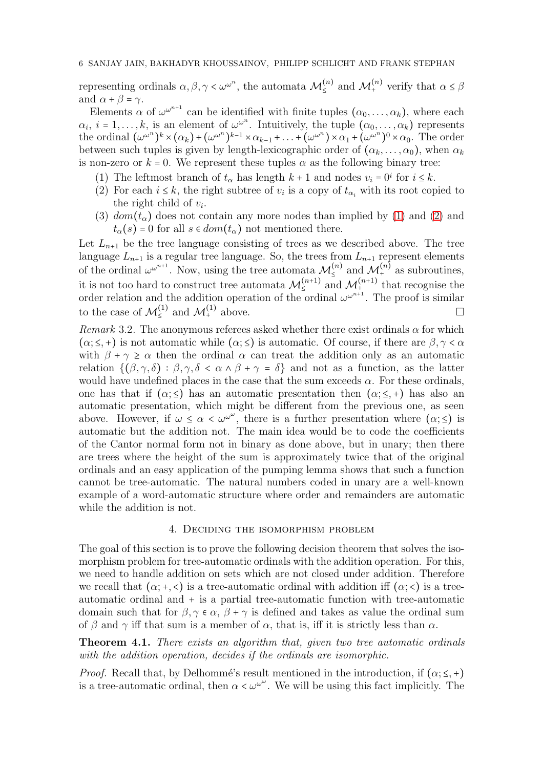representing ordinals $\alpha, \beta, \gamma < \omega^{\omega^n}$, the automata $\mathcal{M}_{\leq}^{(n)}$ and $\mathcal{M}_{+}^{(n)}$ verify that $\alpha \leq \beta$ and $\alpha + \beta = \gamma$.

Elements $\alpha$ of $\omega^{\omega^{n+1}}$ can be identified with finite tuples $(\alpha_0, \ldots, \alpha_k)$, where each $\alpha_i$, $i = 1, \ldots, k$, is an element of $\omega^{\omega^n}$. Intuitively, the tuple $(\alpha_0, \ldots, \alpha_k)$ represents the ordinal $(\omega^{\omega^n})^k \times (\alpha_k) + (\omega^{\omega^n})^{k-1} \times \alpha_{k-1} + \ldots + (\omega^{\omega^n}) \times \alpha_1 + (\omega^{\omega^n})^0 \times \alpha_0$. The order between such tuples is given by length-lexicographic order of $(\alpha_k, \ldots, \alpha_0)$, when $\alpha_k$ is non-zero or $k = 0$. We represent these tuples $\alpha$ as the following binary tree:

1. The leftmost branch of $t_\alpha$ has length $k+1$ and nodes $v_i = 0^i$ for $i \leq k$.
2. For each $i \leq k$, the right subtree of $v_i$ is a copy of $t_{\alpha_i}$ with its root copied to the right child of $v_i$.
3. $dom(t_\alpha)$ does not contain any more nodes than implied by (1) and (2) and $t_\alpha(s) = 0$ for all $s \in dom(t_\alpha)$ not mentioned there.

Let $L_{n+1}$ be the tree language consisting of trees as we described above. The tree language $L_{n+1}$ is a regular tree language. So, the trees from $L_{n+1}$ represent elements of the ordinal $\omega^{\omega^{n+1}}$. Now, using the tree automata $\mathcal{M}_{\leq}^{(n)}$ and $\mathcal{M}_{+}^{(n)}$ as subroutines, it is not too hard to construct tree automata $\mathcal{M}_{\leq}^{(n+1)}$ and $\mathcal{M}_{+}^{(n+1)}$ that recognise the order relation and the addition operation of the ordinal $\omega^{\omega^{n+1}}$. The proof is similar to the case of $\mathcal{M}_{\leq}^{(1)}$ and $\mathcal{M}_{+}^{(1)}$ above. □

*Remark* 3.2. The anonymous referees asked whether there exist ordinals $\alpha$ for which $(\alpha; \leq, +)$ is not automatic while $(\alpha; \leq)$ is automatic. Of course, if there are $\beta, \gamma < \alpha$ with $\beta + \gamma \geq \alpha$ then the ordinal $\alpha$ can treat the addition only as an automatic relation $\{(\beta, \gamma, \delta) : \beta, \gamma, \delta < \alpha \wedge \beta + \gamma = \delta\}$ and not as a function, as the latter would have undefined places in the case that the sum exceeds $\alpha$. For these ordinals, one has that if $(\alpha; \leq)$ has an automatic presentation then $(\alpha; \leq, +)$ has also an automatic presentation, which might be different from the previous one, as seen above. However, if $\omega \leq \alpha < \omega^{\omega^\omega}$, there is a further presentation where $(\alpha; \leq)$ is automatic but the addition not. The main idea would be to code the coefficients of the Cantor normal form not in binary as done above, but in unary; then there are trees where the height of the sum is approximately twice that of the original ordinals and an easy application of the pumping lemma shows that such a function cannot be tree-automatic. The natural numbers coded in unary are a well-known example of a word-automatic structure where order and remainders are automatic while the addition is not.

## 4. Deciding the isomorphism problem

The goal of this section is to prove the following decision theorem that solves the isomorphism problem for tree-automatic ordinals with the addition operation. For this, we need to handle addition on sets which are not closed under addition. Therefore we recall that $(\alpha; +, <)$ is a tree-automatic ordinal with addition iff $(\alpha; <)$ is a tree-automatic ordinal and $+$ is a partial tree-automatic function with tree-automatic domain such that for $\beta, \gamma \in \alpha$, $\beta + \gamma$ is defined and takes as value the ordinal sum of $\beta$ and $\gamma$ iff that sum is a member of $\alpha$, that is, iff it is strictly less than $\alpha$.

**Theorem 4.1.** *There exists an algorithm that, given two tree automatic ordinals with the addition operation, decides if the ordinals are isomorphic.*

*Proof.* Recall that, by Delhommé's result mentioned in the introduction, if $(\alpha; \leq, +)$ is a tree-automatic ordinal, then $\alpha < \omega^{\omega^\omega}$. We will be using this fact implicitly. The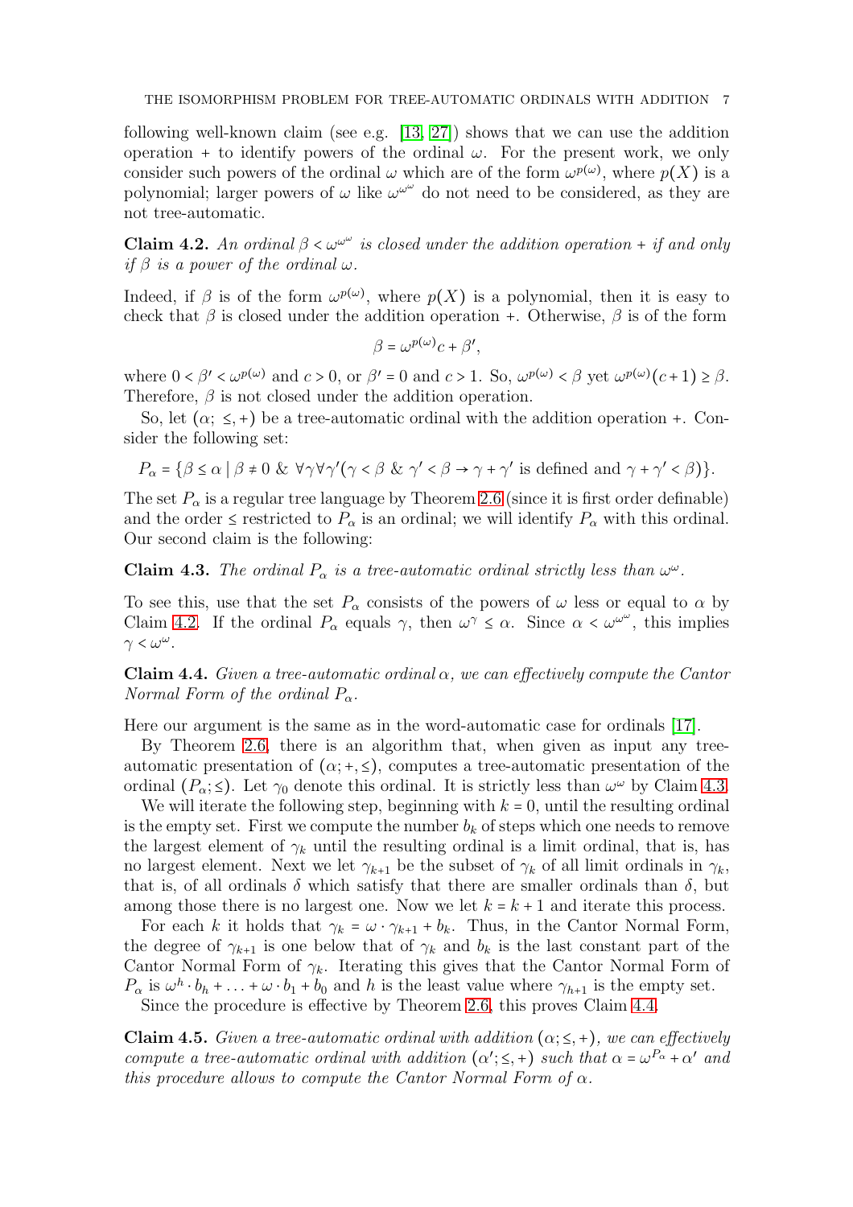following well-known claim (see e.g. [13, 27]) shows that we can use the addition operation + to identify powers of the ordinal $\omega$. For the present work, we only consider such powers of the ordinal $\omega$ which are of the form $\omega^{p(\omega)}$, where $p(X)$ is a polynomial; larger powers of $\omega$ like $\omega^{\omega^\omega}$ do not need to be considered, as they are not tree-automatic.

**Claim 4.2.** *An ordinal $\beta < \omega^{\omega^\omega}$ is closed under the addition operation + if and only if $\beta$ is a power of the ordinal $\omega$.*

Indeed, if $\beta$ is of the form $\omega^{p(\omega)}$, where $p(X)$ is a polynomial, then it is easy to check that $\beta$ is closed under the addition operation +. Otherwise, $\beta$ is of the form

$$\beta = \omega^{p(\omega)} c + \beta',$$

where $0 < \beta' < \omega^{p(\omega)}$ and $c > 0$, or $\beta' = 0$ and $c > 1$. So, $\omega^{p(\omega)} < \beta$ yet $\omega^{p(\omega)}(c+1) \geq \beta$. Therefore, $\beta$ is not closed under the addition operation.

So, let $(\alpha;\ \leq, +)$ be a tree-automatic ordinal with the addition operation +. Consider the following set:

$$P_\alpha = \{\beta \leq \alpha \mid \beta \neq 0 \ \&\ \forall\gamma\forall\gamma'(\gamma < \beta \ \&\ \gamma' < \beta \to \gamma + \gamma' \text{ is defined and } \gamma + \gamma' < \beta)\}.$$

The set $P_\alpha$ is a regular tree language by Theorem 2.6 (since it is first order definable) and the order $\leq$ restricted to $P_\alpha$ is an ordinal; we will identify $P_\alpha$ with this ordinal. Our second claim is the following:

**Claim 4.3.** *The ordinal $P_\alpha$ is a tree-automatic ordinal strictly less than $\omega^\omega$.*

To see this, use that the set $P_\alpha$ consists of the powers of $\omega$ less or equal to $\alpha$ by Claim 4.2. If the ordinal $P_\alpha$ equals $\gamma$, then $\omega^\gamma \leq \alpha$. Since $\alpha < \omega^{\omega^\omega}$, this implies $\gamma < \omega^\omega$.

**Claim 4.4.** *Given a tree-automatic ordinal $\alpha$, we can effectively compute the Cantor Normal Form of the ordinal $P_\alpha$.*

Here our argument is the same as in the word-automatic case for ordinals [17].

By Theorem 2.6, there is an algorithm that, when given as input any tree-automatic presentation of $(\alpha; +, \leq)$, computes a tree-automatic presentation of the ordinal $(P_\alpha; \leq)$. Let $\gamma_0$ denote this ordinal. It is strictly less than $\omega^\omega$ by Claim 4.3.

We will iterate the following step, beginning with $k = 0$, until the resulting ordinal is the empty set. First we compute the number $b_k$ of steps which one needs to remove the largest element of $\gamma_k$ until the resulting ordinal is a limit ordinal, that is, has no largest element. Next we let $\gamma_{k+1}$ be the subset of $\gamma_k$ of all limit ordinals in $\gamma_k$, that is, of all ordinals $\delta$ which satisfy that there are smaller ordinals than $\delta$, but among those there is no largest one. Now we let $k = k+1$ and iterate this process.

For each $k$ it holds that $\gamma_k = \omega \cdot \gamma_{k+1} + b_k$. Thus, in the Cantor Normal Form, the degree of $\gamma_{k+1}$ is one below that of $\gamma_k$ and $b_k$ is the last constant part of the Cantor Normal Form of $\gamma_k$. Iterating this gives that the Cantor Normal Form of $P_\alpha$ is $\omega^h \cdot b_h + \ldots + \omega \cdot b_1 + b_0$ and $h$ is the least value where $\gamma_{h+1}$ is the empty set.

Since the procedure is effective by Theorem 2.6, this proves Claim 4.4.

**Claim 4.5.** *Given a tree-automatic ordinal with addition $(\alpha; \leq, +)$, we can effectively compute a tree-automatic ordinal with addition $(\alpha'; \leq, +)$ such that $\alpha = \omega^{P_\alpha} + \alpha'$ and this procedure allows to compute the Cantor Normal Form of $\alpha$.*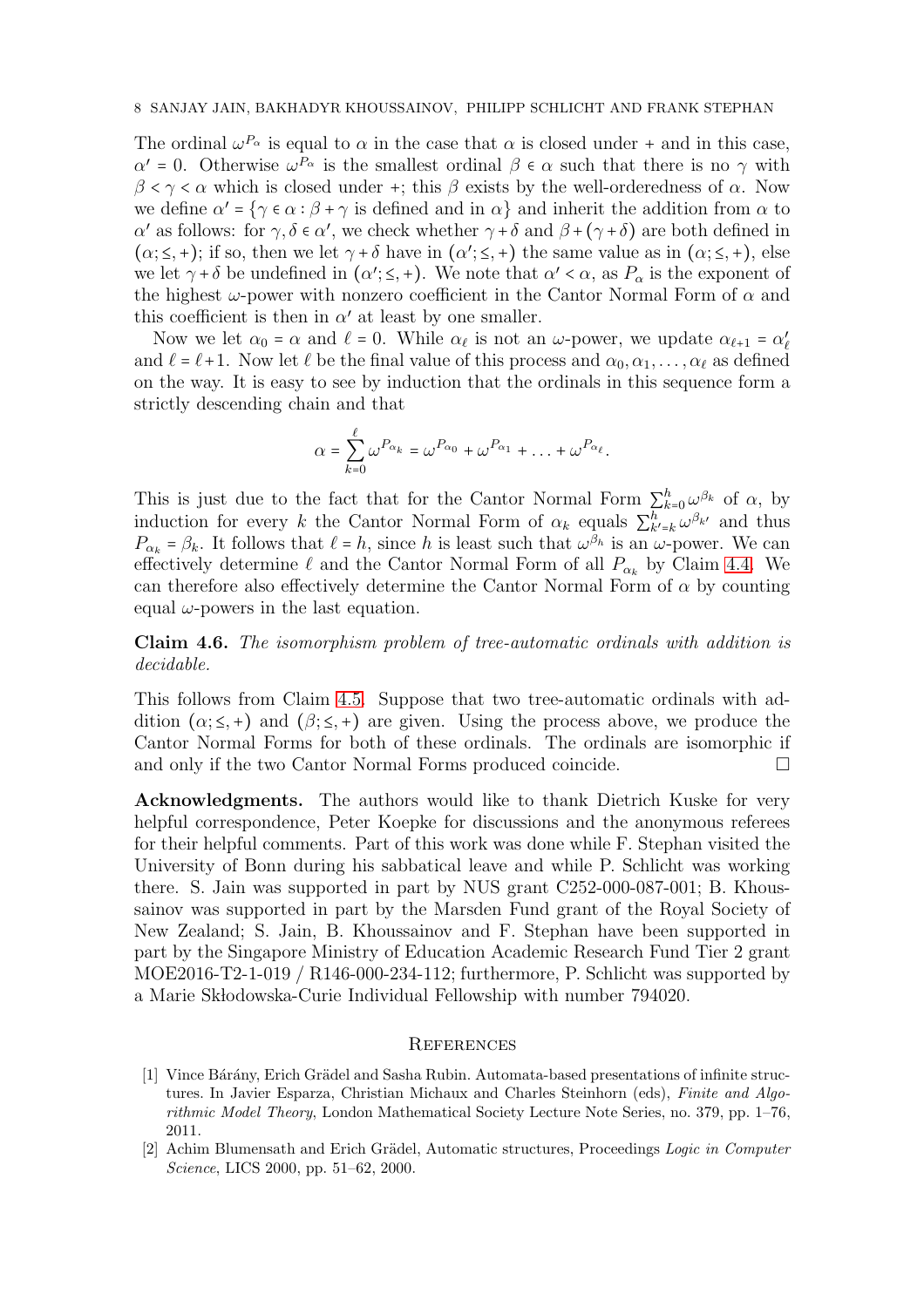The ordinal $\omega^{P_\alpha}$ is equal to $\alpha$ in the case that $\alpha$ is closed under + and in this case, $\alpha' = 0$. Otherwise $\omega^{P_\alpha}$ is the smallest ordinal $\beta \in \alpha$ such that there is no $\gamma$ with $\beta < \gamma < \alpha$ which is closed under +; this $\beta$ exists by the well-orderedness of $\alpha$. Now we define $\alpha' = \{\gamma \in \alpha : \beta + \gamma \text{ is defined and in } \alpha\}$ and inherit the addition from $\alpha$ to $\alpha'$ as follows: for $\gamma, \delta \in \alpha'$, we check whether $\gamma + \delta$ and $\beta + (\gamma + \delta)$ are both defined in $(\alpha; \leq, +)$; if so, then we let $\gamma + \delta$ have in $(\alpha'; \leq, +)$ the same value as in $(\alpha; \leq, +)$, else we let $\gamma + \delta$ be undefined in $(\alpha'; \leq, +)$. We note that $\alpha' < \alpha$, as $P_\alpha$ is the exponent of the highest $\omega$-power with nonzero coefficient in the Cantor Normal Form of $\alpha$ and this coefficient is then in $\alpha'$ at least by one smaller.

Now we let $\alpha_0 = \alpha$ and $\ell = 0$. While $\alpha_\ell$ is not an $\omega$-power, we update $\alpha_{\ell+1} = \alpha'_\ell$ and $\ell = \ell + 1$. Now let $\ell$ be the final value of this process and $\alpha_0, \alpha_1, \ldots, \alpha_\ell$ as defined on the way. It is easy to see by induction that the ordinals in this sequence form a strictly descending chain and that

$$\alpha = \sum_{k=0}^{\ell} \omega^{P_{\alpha_k}} = \omega^{P_{\alpha_0}} + \omega^{P_{\alpha_1}} + \ldots + \omega^{P_{\alpha_\ell}}.$$

This is just due to the fact that for the Cantor Normal Form $\sum_{k=0}^{h} \omega^{\beta_k}$ of $\alpha$, by induction for every $k$ the Cantor Normal Form of $\alpha_k$ equals $\sum_{k'=k}^{h} \omega^{\beta_{k'}}$ and thus $P_{\alpha_k} = \beta_k$. It follows that $\ell = h$, since $h$ is least such that $\omega^{\beta_h}$ is an $\omega$-power. We can effectively determine $\ell$ and the Cantor Normal Form of all $P_{\alpha_k}$ by Claim 4.4. We can therefore also effectively determine the Cantor Normal Form of $\alpha$ by counting equal $\omega$-powers in the last equation.

**Claim 4.6.** *The isomorphism problem of tree-automatic ordinals with addition is decidable.*

This follows from Claim 4.5. Suppose that two tree-automatic ordinals with addition $(\alpha; \leq, +)$ and $(\beta; \leq, +)$ are given. Using the process above, we produce the Cantor Normal Forms for both of these ordinals. The ordinals are isomorphic if and only if the two Cantor Normal Forms produced coincide. □

**Acknowledgments.** The authors would like to thank Dietrich Kuske for very helpful correspondence, Peter Koepke for discussions and the anonymous referees for their helpful comments. Part of this work was done while F. Stephan visited the University of Bonn during his sabbatical leave and while P. Schlicht was working there. S. Jain was supported in part by NUS grant C252-000-087-001; B. Khoussainov was supported in part by the Marsden Fund grant of the Royal Society of New Zealand; S. Jain, B. Khoussainov and F. Stephan have been supported in part by the Singapore Ministry of Education Academic Research Fund Tier 2 grant MOE2016-T2-1-019 / R146-000-234-112; furthermore, P. Schlicht was supported by a Marie Skłodowska-Curie Individual Fellowship with number 794020.

## References

[1] Vince Bárány, Erich Grädel and Sasha Rubin. Automata-based presentations of infinite structures. In Javier Esparza, Christian Michaux and Charles Steinhorn (eds), *Finite and Algorithmic Model Theory*, London Mathematical Society Lecture Note Series, no. 379, pp. 1–76, 2011.

[2] Achim Blumensath and Erich Grädel, Automatic structures, Proceedings *Logic in Computer Science*, LICS 2000, pp. 51–62, 2000.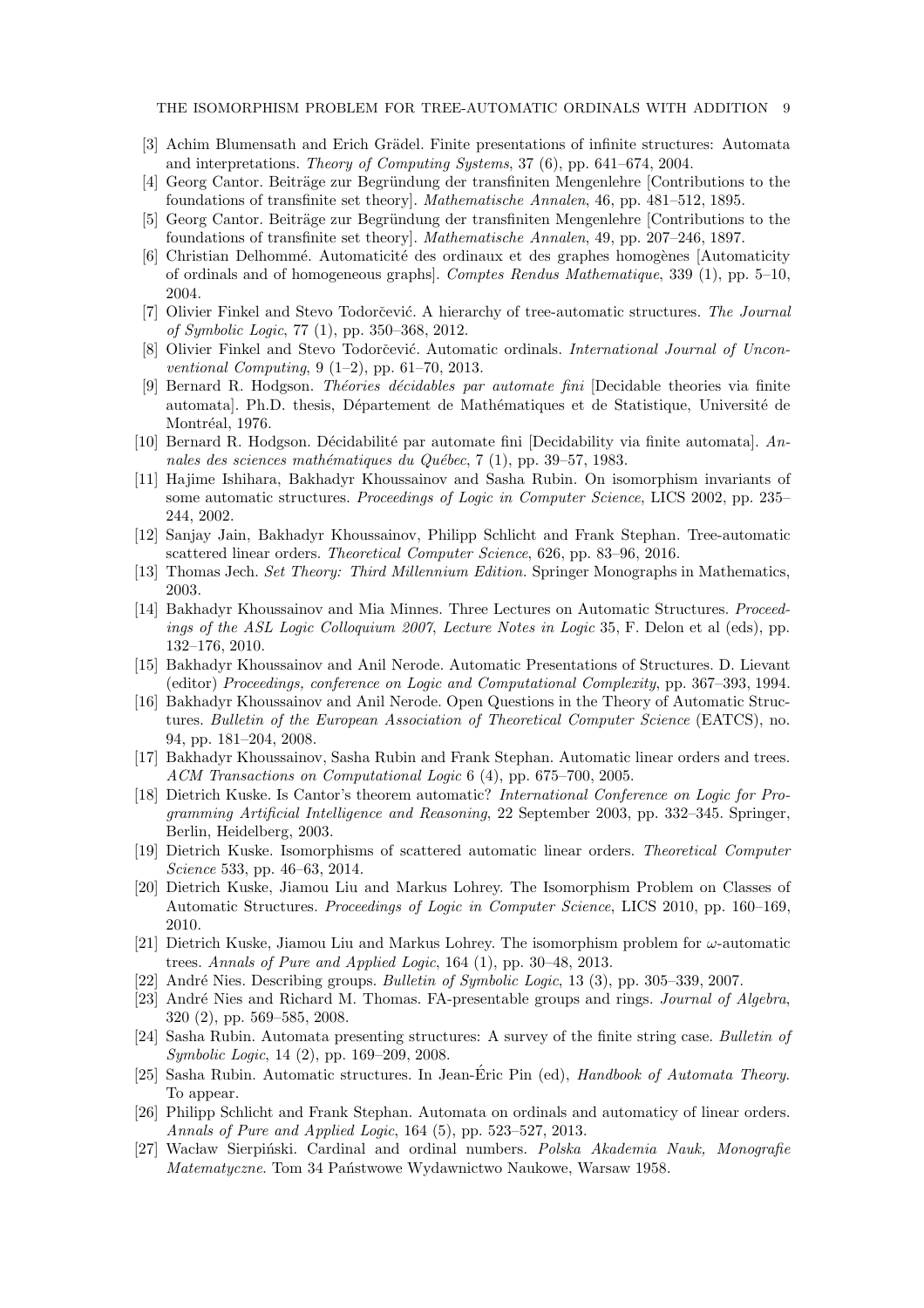[3] Achim Blumensath and Erich Grädel. Finite presentations of infinite structures: Automata and interpretations. *Theory of Computing Systems*, 37 (6), pp. 641–674, 2004.

[4] Georg Cantor. Beiträge zur Begründung der transfiniten Mengenlehre [Contributions to the foundations of transfinite set theory]. *Mathematische Annalen*, 46, pp. 481–512, 1895.

[5] Georg Cantor. Beiträge zur Begründung der transfiniten Mengenlehre [Contributions to the foundations of transfinite set theory]. *Mathematische Annalen*, 49, pp. 207–246, 1897.

[6] Christian Delhommé. Automaticité des ordinaux et des graphes homogènes [Automaticity of ordinals and of homogeneous graphs]. *Comptes Rendus Mathematique*, 339 (1), pp. 5–10, 2004.

[7] Olivier Finkel and Stevo Todorčević. A hierarchy of tree-automatic structures. *The Journal of Symbolic Logic*, 77 (1), pp. 350–368, 2012.

[8] Olivier Finkel and Stevo Todorčević. Automatic ordinals. *International Journal of Unconventional Computing*, 9 (1–2), pp. 61–70, 2013.

[9] Bernard R. Hodgson. *Théories décidables par automate fini* [Decidable theories via finite automata]. Ph.D. thesis, Département de Mathématiques et de Statistique, Université de Montréal, 1976.

[10] Bernard R. Hodgson. Décidabilité par automate fini [Decidability via finite automata]. *Annales des sciences mathématiques du Québec*, 7 (1), pp. 39–57, 1983.

[11] Hajime Ishihara, Bakhadyr Khoussainov and Sasha Rubin. On isomorphism invariants of some automatic structures. *Proceedings of Logic in Computer Science*, LICS 2002, pp. 235–244, 2002.

[12] Sanjay Jain, Bakhadyr Khoussainov, Philipp Schlicht and Frank Stephan. Tree-automatic scattered linear orders. *Theoretical Computer Science*, 626, pp. 83–96, 2016.

[13] Thomas Jech. *Set Theory: Third Millennium Edition.* Springer Monographs in Mathematics, 2003.

[14] Bakhadyr Khoussainov and Mia Minnes. Three Lectures on Automatic Structures. *Proceedings of the ASL Logic Colloquium 2007, Lecture Notes in Logic* 35, F. Delon et al (eds), pp. 132–176, 2010.

[15] Bakhadyr Khoussainov and Anil Nerode. Automatic Presentations of Structures. D. Lievant (editor) *Proceedings, conference on Logic and Computational Complexity*, pp. 367–393, 1994.

[16] Bakhadyr Khoussainov and Anil Nerode. Open Questions in the Theory of Automatic Structures. *Bulletin of the European Association of Theoretical Computer Science* (EATCS), no. 94, pp. 181–204, 2008.

[17] Bakhadyr Khoussainov, Sasha Rubin and Frank Stephan. Automatic linear orders and trees. *ACM Transactions on Computational Logic* 6 (4), pp. 675–700, 2005.

[18] Dietrich Kuske. Is Cantor's theorem automatic? *International Conference on Logic for Programming Artificial Intelligence and Reasoning*, 22 September 2003, pp. 332–345. Springer, Berlin, Heidelberg, 2003.

[19] Dietrich Kuske. Isomorphisms of scattered automatic linear orders. *Theoretical Computer Science* 533, pp. 46–63, 2014.

[20] Dietrich Kuske, Jiamou Liu and Markus Lohrey. The Isomorphism Problem on Classes of Automatic Structures. *Proceedings of Logic in Computer Science*, LICS 2010, pp. 160–169, 2010.

[21] Dietrich Kuske, Jiamou Liu and Markus Lohrey. The isomorphism problem for $\omega$-automatic trees. *Annals of Pure and Applied Logic*, 164 (1), pp. 30–48, 2013.

[22] André Nies. Describing groups. *Bulletin of Symbolic Logic*, 13 (3), pp. 305–339, 2007.

[23] André Nies and Richard M. Thomas. FA-presentable groups and rings. *Journal of Algebra*, 320 (2), pp. 569–585, 2008.

[24] Sasha Rubin. Automata presenting structures: A survey of the finite string case. *Bulletin of Symbolic Logic*, 14 (2), pp. 169–209, 2008.

[25] Sasha Rubin. Automatic structures. In Jean-Éric Pin (ed), *Handbook of Automata Theory.* To appear.

[26] Philipp Schlicht and Frank Stephan. Automata on ordinals and automaticy of linear orders. *Annals of Pure and Applied Logic*, 164 (5), pp. 523–527, 2013.

[27] Wacław Sierpiński. Cardinal and ordinal numbers. *Polska Akademia Nauk, Monografie Matematyczne.* Tom 34 Państwowe Wydawnictwo Naukowe, Warsaw 1958.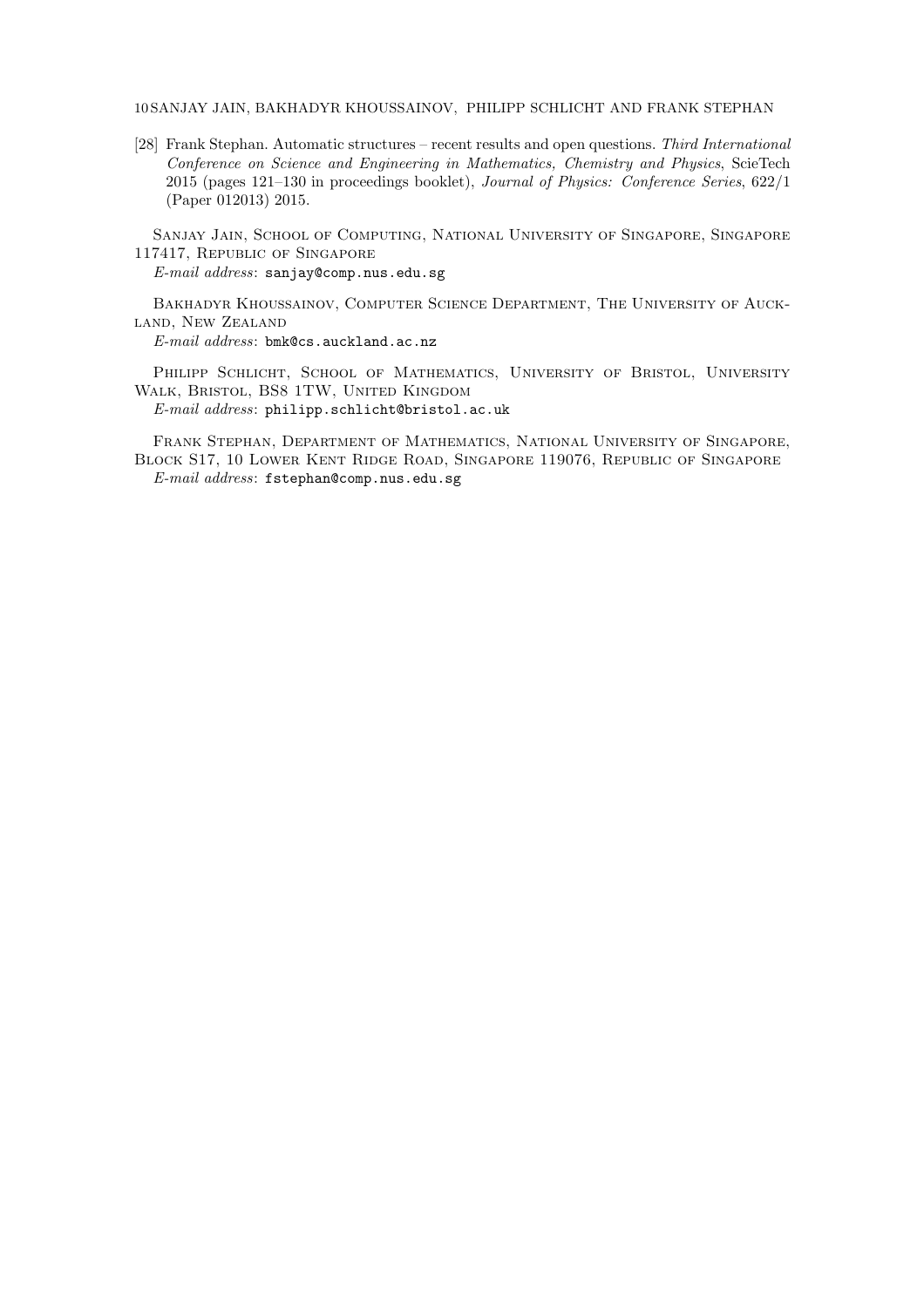[28] Frank Stephan. Automatic structures – recent results and open questions. *Third International Conference on Science and Engineering in Mathematics, Chemistry and Physics*, ScieTech 2015 (pages 121–130 in proceedings booklet), *Journal of Physics: Conference Series*, 622/1 (Paper 012013) 2015.

Sanjay Jain, School of Computing, National University of Singapore, Singapore 117417, Republic of Singapore

*E-mail address*: `sanjay@comp.nus.edu.sg`

Bakhadyr Khoussainov, Computer Science Department, The University of Auckland, New Zealand

*E-mail address*: `bmk@cs.auckland.ac.nz`

Philipp Schlicht, School of Mathematics, University of Bristol, University Walk, Bristol, BS8 1TW, United Kingdom

*E-mail address*: `philipp.schlicht@bristol.ac.uk`

Frank Stephan, Department of Mathematics, National University of Singapore, Block S17, 10 Lower Kent Ridge Road, Singapore 119076, Republic of Singapore

*E-mail address*: `fstephan@comp.nus.edu.sg`